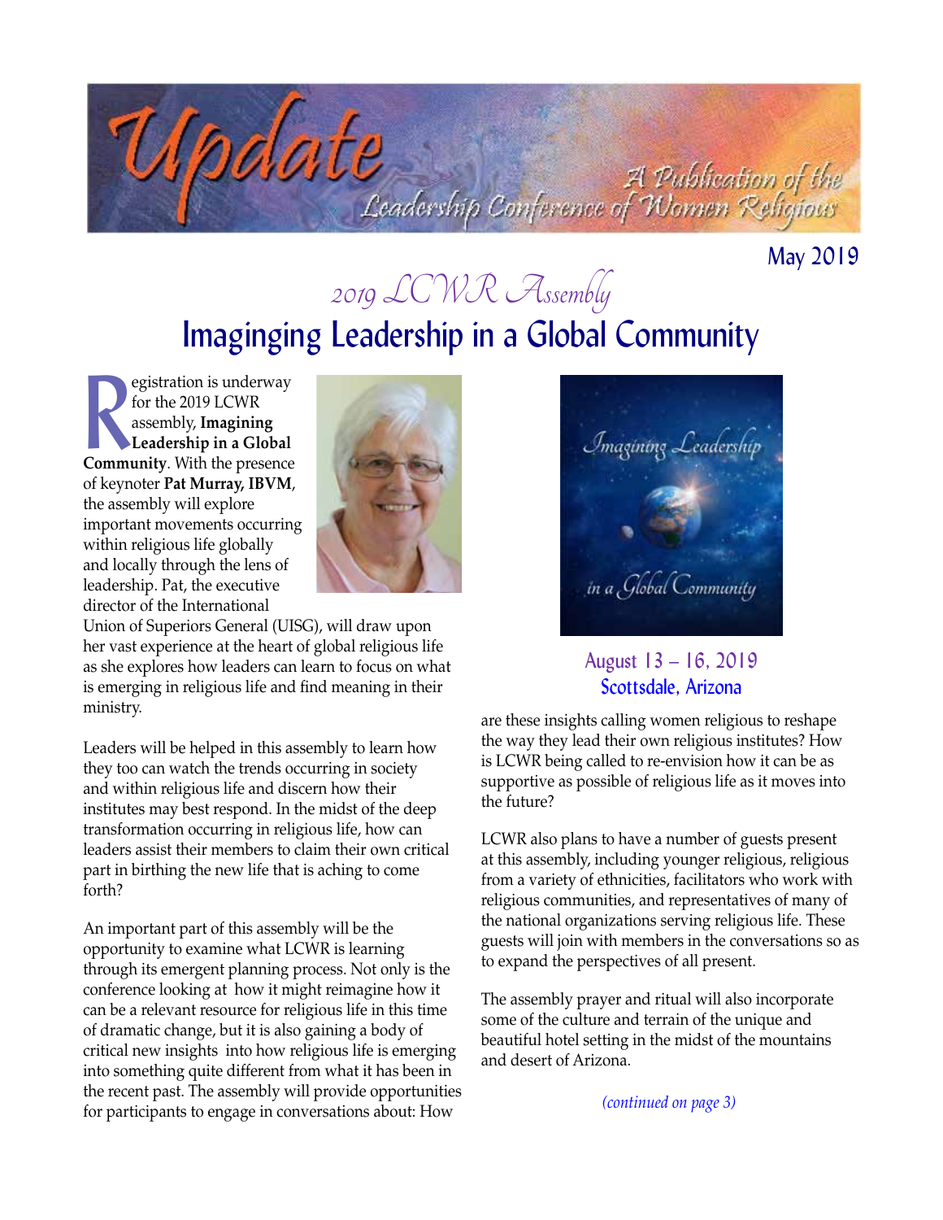# Update

A Publication of the Leadership Conference of Women Religious

May 2019

## 2019 LCWR Assembly

# Imaginging Leadership in a Global Community

Registration is underway for the 2019 LCWR assembly, **Imagining Leadership in a Global Community**. With the presence of keynoter **Pat Murray, IBVM**, the assembly will explore important movements occurring within religious life globally and locally through the lens of leadership. Pat, the executive director of the International Union of Superiors General (UISG), will draw upon her vast experience at the heart of global religious life as she explores how leaders can learn to focus on what is emerging in religious life and find meaning in their ministry.

Leaders will be helped in this assembly to learn how they too can watch the trends occurring in society and within religious life and discern how their institutes may best respond. In the midst of the deep transformation occurring in religious life, how can leaders assist their members to claim their own critical part in birthing the new life that is aching to come forth?

An important part of this assembly will be the opportunity to examine what LCWR is learning through its emergent planning process. Not only is the conference looking at how it might reimagine how it can be a relevant resource for religious life in this time of dramatic change, but it is also gaining a body of critical new insights into how religious life is emerging into something quite different from what it has been in the recent past. The assembly will provide opportunities for participants to engage in conversations about: How are these insights calling women religious to reshape the way they lead their own religious institutes? How is LCWR being called to re-envision how it can be as supportive as possible of religious life as it moves into the future?

Imagining Leadership in a Global Community

August 13 – 16, 2019
Scottsdale, Arizona

LCWR also plans to have a number of guests present at this assembly, including younger religious, religious from a variety of ethnicities, facilitators who work with religious communities, and representatives of many of the national organizations serving religious life. These guests will join with members in the conversations so as to expand the perspectives of all present.

The assembly prayer and ritual will also incorporate some of the culture and terrain of the unique and beautiful hotel setting in the midst of the mountains and desert of Arizona.

*(continued on page 3)*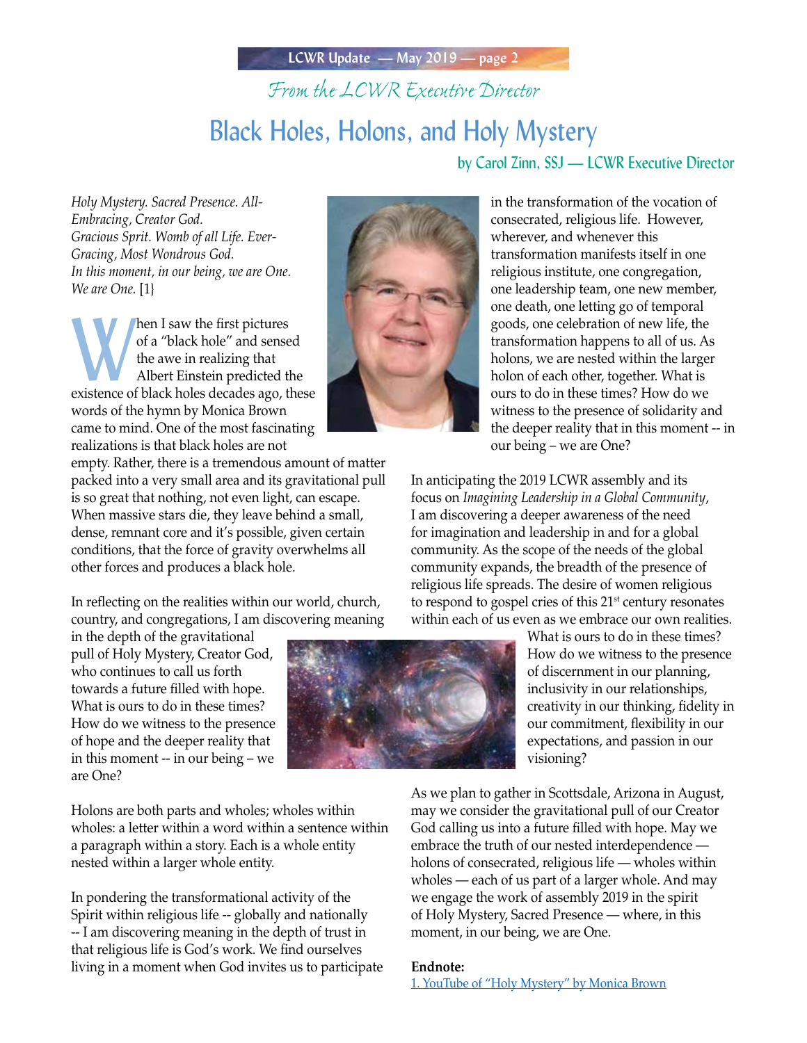*From the LCWR Executive Director*

# Black Holes, Holons, and Holy Mystery

by Carol Zinn, SSJ — LCWR Executive Director

*Holy Mystery. Sacred Presence. All-Embracing, Creator God.*
*Gracious Sprit. Womb of all Life. Ever-Gracing, Most Wondrous God.*
*In this moment, in our being, we are One.*
*We are One.* [1}

When I saw the first pictures of a "black hole" and sensed the awe in realizing that Albert Einstein predicted the existence of black holes decades ago, these words of the hymn by Monica Brown came to mind. One of the most fascinating realizations is that black holes are not empty. Rather, there is a tremendous amount of matter packed into a very small area and its gravitational pull is so great that nothing, not even light, can escape. When massive stars die, they leave behind a small, dense, remnant core and it's possible, given certain conditions, that the force of gravity overwhelms all other forces and produces a black hole.

In reflecting on the realities within our world, church, country, and congregations, I am discovering meaning in the depth of the gravitational pull of Holy Mystery, Creator God, who continues to call us forth towards a future filled with hope. What is ours to do in these times? How do we witness to the presence of hope and the deeper reality that in this moment -- in our being – we are One?

Holons are both parts and wholes; wholes within wholes: a letter within a word within a sentence within a paragraph within a story. Each is a whole entity nested within a larger whole entity.

In pondering the transformational activity of the Spirit within religious life -- globally and nationally -- I am discovering meaning in the depth of trust in that religious life is God's work. We find ourselves living in a moment when God invites us to participate in the transformation of the vocation of consecrated, religious life. However, wherever, and whenever this transformation manifests itself in one religious institute, one congregation, one leadership team, one new member, one death, one letting go of temporal goods, one celebration of new life, the transformation happens to all of us. As holons, we are nested within the larger holon of each other, together. What is ours to do in these times? How do we witness to the presence of solidarity and the deeper reality that in this moment -- in our being – we are One?

In anticipating the 2019 LCWR assembly and its focus on *Imagining Leadership in a Global Community*, I am discovering a deeper awareness of the need for imagination and leadership in and for a global community. As the scope of the needs of the global community expands, the breadth of the presence of religious life spreads. The desire of women religious to respond to gospel cries of this 21st century resonates within each of us even as we embrace our own realities. What is ours to do in these times? How do we witness to the presence of discernment in our planning, inclusivity in our relationships, creativity in our thinking, fidelity in our commitment, flexibility in our expectations, and passion in our visioning?

As we plan to gather in Scottsdale, Arizona in August, may we consider the gravitational pull of our Creator God calling us into a future filled with hope. May we embrace the truth of our nested interdependence — holons of consecrated, religious life — wholes within wholes — each of us part of a larger whole. And may we engage the work of assembly 2019 in the spirit of Holy Mystery, Sacred Presence — where, in this moment, in our being, we are One.

**Endnote:**

1. YouTube of "Holy Mystery" by Monica Brown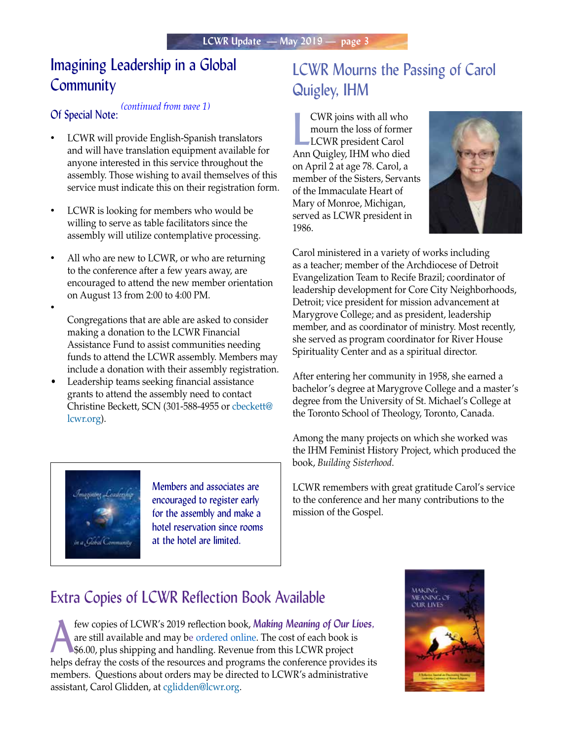## Imagining Leadership in a Global Community

*(continued from page 1)*

### Of Special Note:

- LCWR will provide English-Spanish translators and will have translation equipment available for anyone interested in this service throughout the assembly. Those wishing to avail themselves of this service must indicate this on their registration form.
- LCWR is looking for members who would be willing to serve as table facilitators since the assembly will utilize contemplative processing.
- All who are new to LCWR, or who are returning to the conference after a few years away, are encouraged to attend the new member orientation on August 13 from 2:00 to 4:00 PM.
- Congregations that are able are asked to consider making a donation to the LCWR Financial Assistance Fund to assist communities needing funds to attend the LCWR assembly. Members may include a donation with their assembly registration.
- Leadership teams seeking financial assistance grants to attend the assembly need to contact Christine Beckett, SCN (301-588-4955 or cbeckett@lcwr.org).

Members and associates are encouraged to register early for the assembly and make a hotel reservation since rooms at the hotel are limited.

## LCWR Mourns the Passing of Carol Quigley, IHM

LCWR joins with all who mourn the loss of former LCWR president Carol Ann Quigley, IHM who died on April 2 at age 78. Carol, a member of the Sisters, Servants of the Immaculate Heart of Mary of Monroe, Michigan, served as LCWR president in 1986.

Carol ministered in a variety of works including as a teacher; member of the Archdiocese of Detroit Evangelization Team to Recife Brazil; coordinator of leadership development for Core City Neighborhoods, Detroit; vice president for mission advancement at Marygrove College; and as president, leadership member, and as coordinator of ministry. Most recently, she served as program coordinator for River House Spirituality Center and as a spiritual director.

After entering her community in 1958, she earned a bachelor's degree at Marygrove College and a master's degree from the University of St. Michael's College at the Toronto School of Theology, Toronto, Canada.

Among the many projects on which she worked was the IHM Feminist History Project, which produced the book, *Building Sisterhood*.

LCWR remembers with great gratitude Carol's service to the conference and her many contributions to the mission of the Gospel.

## Extra Copies of LCWR Reflection Book Available

A few copies of LCWR's 2019 reflection book, ***Making Meaning of Our Lives***, are still available and may be ordered online. The cost of each book is $6.00, plus shipping and handling. Revenue from this LCWR project helps defray the costs of the resources and programs the conference provides its members. Questions about orders may be directed to LCWR's administrative assistant, Carol Glidden, at cglidden@lcwr.org.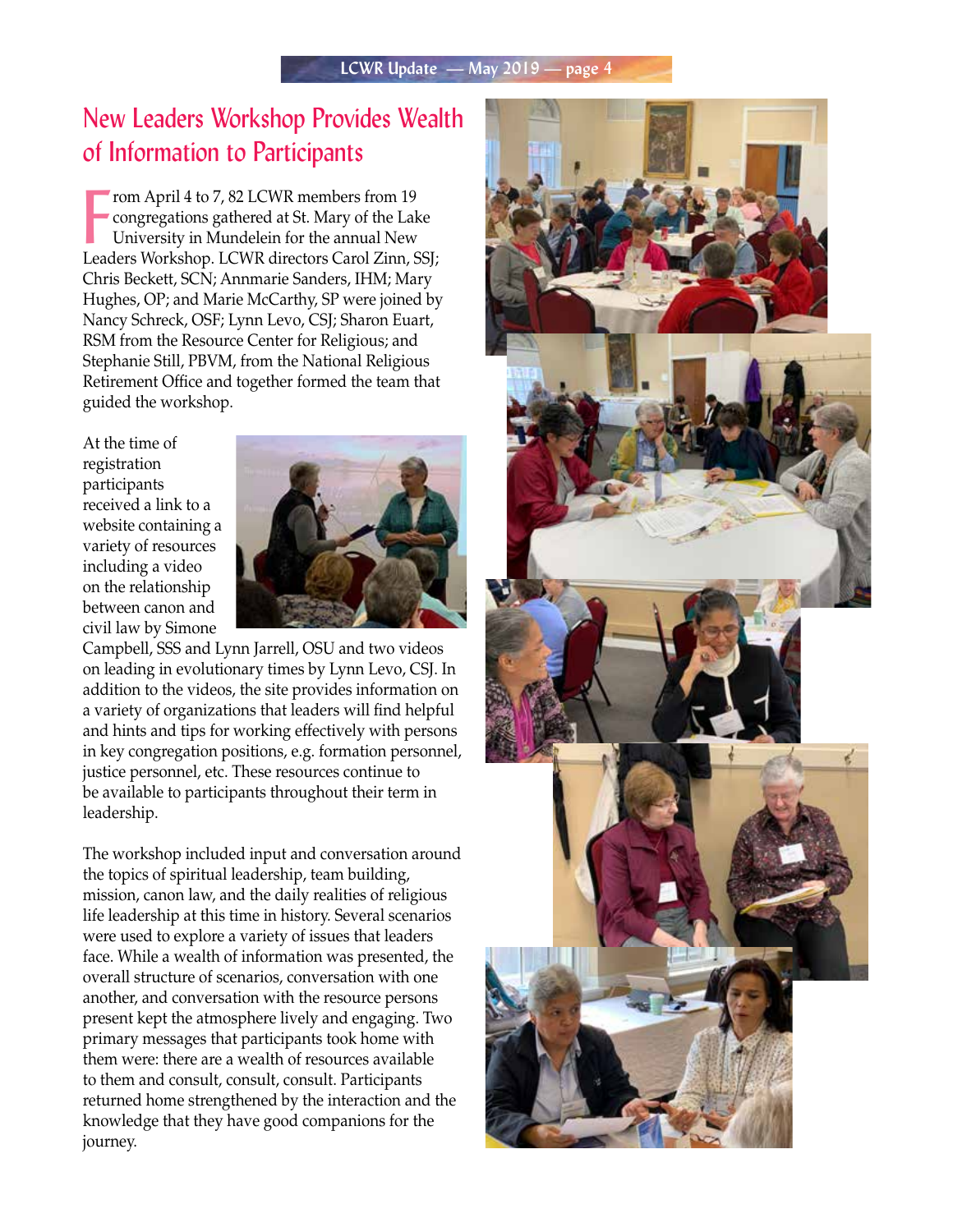# New Leaders Workshop Provides Wealth of Information to Participants

From April 4 to 7, 82 LCWR members from 19 congregations gathered at St. Mary of the Lake University in Mundelein for the annual New Leaders Workshop. LCWR directors Carol Zinn, SSJ; Chris Beckett, SCN; Annmarie Sanders, IHM; Mary Hughes, OP; and Marie McCarthy, SP were joined by Nancy Schreck, OSF; Lynn Levo, CSJ; Sharon Euart, RSM from the Resource Center for Religious; and Stephanie Still, PBVM, from the National Religious Retirement Office and together formed the team that guided the workshop.

At the time of registration participants received a link to a website containing a variety of resources including a video on the relationship between canon and civil law by Simone Campbell, SSS and Lynn Jarrell, OSU and two videos on leading in evolutionary times by Lynn Levo, CSJ. In addition to the videos, the site provides information on a variety of organizations that leaders will find helpful and hints and tips for working effectively with persons in key congregation positions, e.g. formation personnel, justice personnel, etc. These resources continue to be available to participants throughout their term in leadership.

The workshop included input and conversation around the topics of spiritual leadership, team building, mission, canon law, and the daily realities of religious life leadership at this time in history. Several scenarios were used to explore a variety of issues that leaders face. While a wealth of information was presented, the overall structure of scenarios, conversation with one another, and conversation with the resource persons present kept the atmosphere lively and engaging. Two primary messages that participants took home with them were: there are a wealth of resources available to them and consult, consult, consult. Participants returned home strengthened by the interaction and the knowledge that they have good companions for the journey.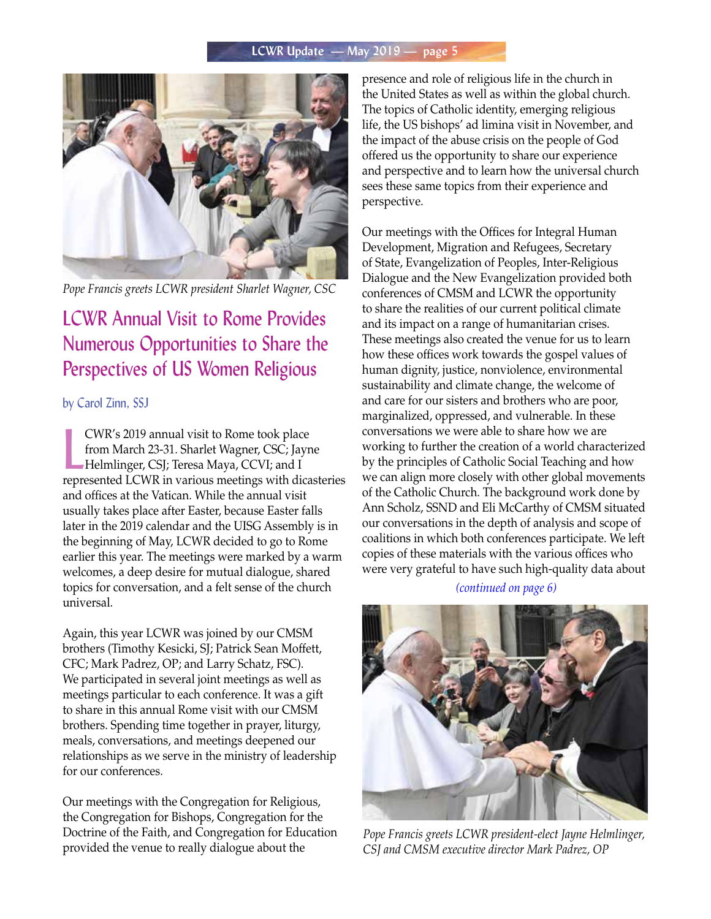Pope Francis greets LCWR president Sharlet Wagner, CSC

# LCWR Annual Visit to Rome Provides Numerous Opportunities to Share the Perspectives of US Women Religious

by Carol Zinn, SSJ

LCWR's 2019 annual visit to Rome took place from March 23-31. Sharlet Wagner, CSC; Jayne Helmlinger, CSJ; Teresa Maya, CCVI; and I represented LCWR in various meetings with dicasteries and offices at the Vatican. While the annual visit usually takes place after Easter, because Easter falls later in the 2019 calendar and the UISG Assembly is in the beginning of May, LCWR decided to go to Rome earlier this year. The meetings were marked by a warm welcomes, a deep desire for mutual dialogue, shared topics for conversation, and a felt sense of the church universal.

Again, this year LCWR was joined by our CMSM brothers (Timothy Kesicki, SJ; Patrick Sean Moffett, CFC; Mark Padrez, OP; and Larry Schatz, FSC). We participated in several joint meetings as well as meetings particular to each conference. It was a gift to share in this annual Rome visit with our CMSM brothers. Spending time together in prayer, liturgy, meals, conversations, and meetings deepened our relationships as we serve in the ministry of leadership for our conferences.

Our meetings with the Congregation for Religious, the Congregation for Bishops, Congregation for the Doctrine of the Faith, and Congregation for Education provided the venue to really dialogue about the presence and role of religious life in the church in the United States as well as within the global church. The topics of Catholic identity, emerging religious life, the US bishops' ad limina visit in November, and the impact of the abuse crisis on the people of God offered us the opportunity to share our experience and perspective and to learn how the universal church sees these same topics from their experience and perspective.

Our meetings with the Offices for Integral Human Development, Migration and Refugees, Secretary of State, Evangelization of Peoples, Inter-Religious Dialogue and the New Evangelization provided both conferences of CMSM and LCWR the opportunity to share the realities of our current political climate and its impact on a range of humanitarian crises. These meetings also created the venue for us to learn how these offices work towards the gospel values of human dignity, justice, nonviolence, environmental sustainability and climate change, the welcome of and care for our sisters and brothers who are poor, marginalized, oppressed, and vulnerable. In these conversations we were able to share how we are working to further the creation of a world characterized by the principles of Catholic Social Teaching and how we can align more closely with other global movements of the Catholic Church. The background work done by Ann Scholz, SSND and Eli McCarthy of CMSM situated our conversations in the depth of analysis and scope of coalitions in which both conferences participate. We left copies of these materials with the various offices who were very grateful to have such high-quality data about

*(continued on page 6)*

Pope Francis greets LCWR president-elect Jayne Helmlinger, CSJ and CMSM executive director Mark Padrez, OP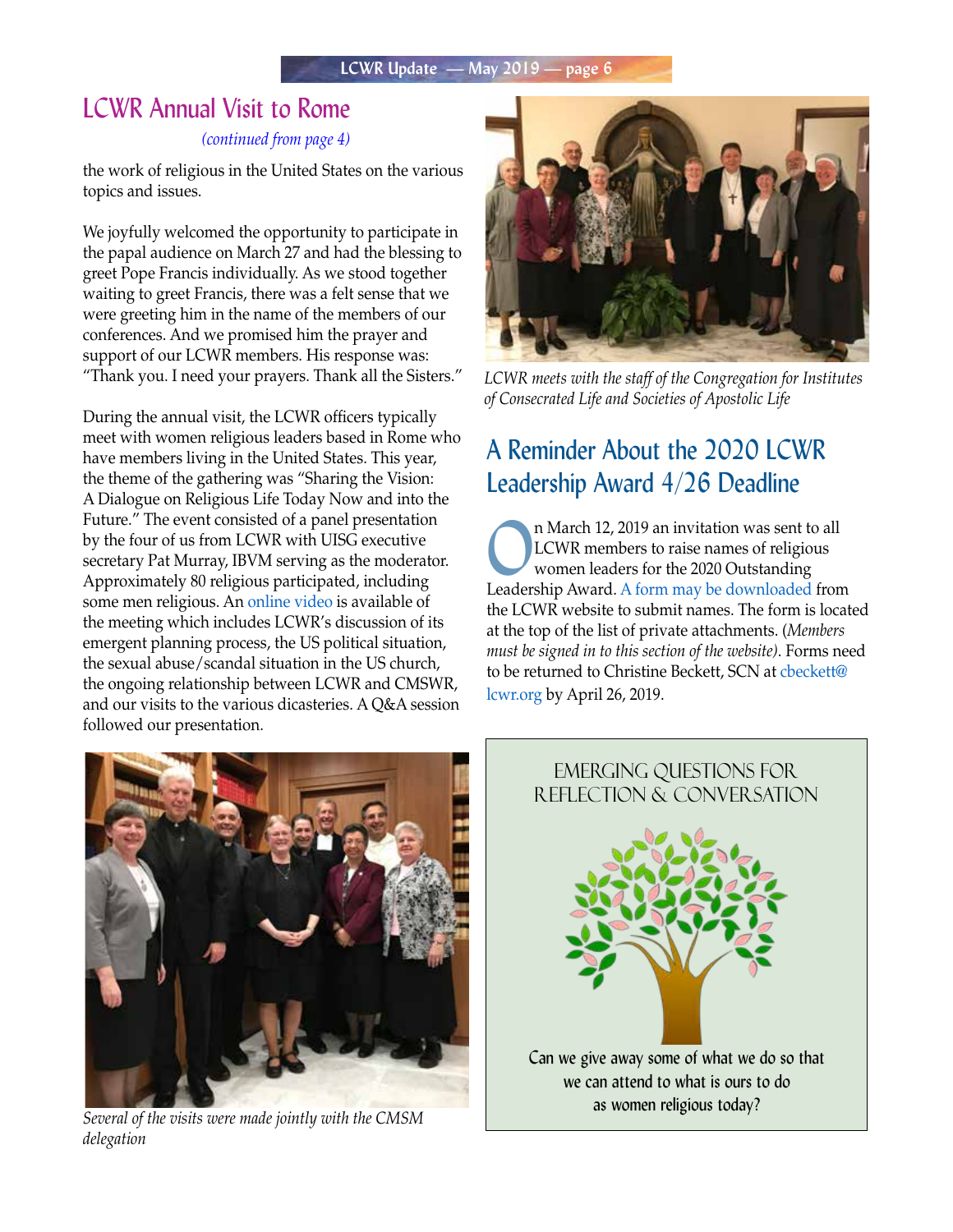## LCWR Annual Visit to Rome

*(continued from page 4)*

the work of religious in the United States on the various topics and issues.

We joyfully welcomed the opportunity to participate in the papal audience on March 27 and had the blessing to greet Pope Francis individually. As we stood together waiting to greet Francis, there was a felt sense that we were greeting him in the name of the members of our conferences. And we promised him the prayer and support of our LCWR members. His response was: "Thank you. I need your prayers. Thank all the Sisters."

During the annual visit, the LCWR officers typically meet with women religious leaders based in Rome who have members living in the United States. This year, the theme of the gathering was "Sharing the Vision: A Dialogue on Religious Life Today Now and into the Future." The event consisted of a panel presentation by the four of us from LCWR with UISG executive secretary Pat Murray, IBVM serving as the moderator. Approximately 80 religious participated, including some men religious. An online video is available of the meeting which includes LCWR's discussion of its emergent planning process, the US political situation, the sexual abuse/scandal situation in the US church, the ongoing relationship between LCWR and CMSWR, and our visits to the various dicasteries. A Q&A session followed our presentation.

*Several of the visits were made jointly with the CMSM delegation*

*LCWR meets with the staff of the Congregation for Institutes of Consecrated Life and Societies of Apostolic Life*

## A Reminder About the 2020 LCWR Leadership Award 4/26 Deadline

On March 12, 2019 an invitation was sent to all LCWR members to raise names of religious women leaders for the 2020 Outstanding Leadership Award. A form may be downloaded from the LCWR website to submit names. The form is located at the top of the list of private attachments. (*Members must be signed in to this section of the website).* Forms need to be returned to Christine Beckett, SCN at cbeckett@lcwr.org by April 26, 2019.

EMERGING QUESTIONS FOR REFLECTION & CONVERSATION

Can we give away some of what we do so that we can attend to what is ours to do as women religious today?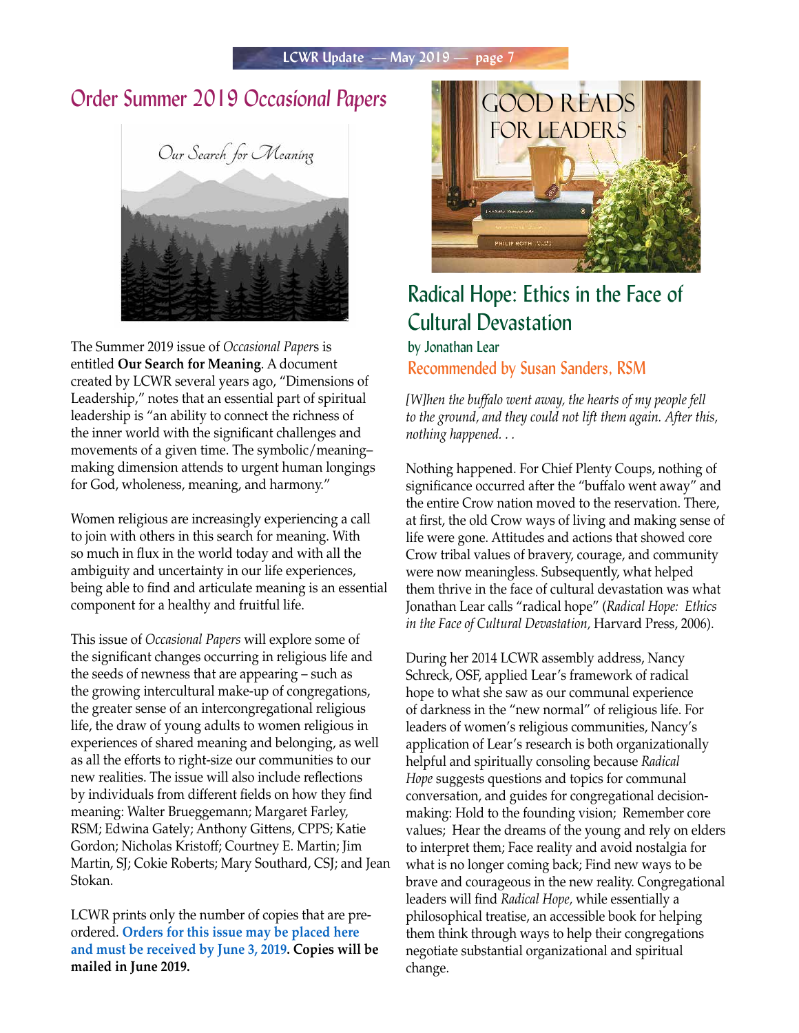## Order Summer 2019 *Occasional Papers*

The Summer 2019 issue of *Occasional Papers* is entitled **Our Search for Meaning**. A document created by LCWR several years ago, "Dimensions of Leadership," notes that an essential part of spiritual leadership is "an ability to connect the richness of the inner world with the significant challenges and movements of a given time. The symbolic/meaning–making dimension attends to urgent human longings for God, wholeness, meaning, and harmony."

Women religious are increasingly experiencing a call to join with others in this search for meaning. With so much in flux in the world today and with all the ambiguity and uncertainty in our life experiences, being able to find and articulate meaning is an essential component for a healthy and fruitful life.

This issue of *Occasional Papers* will explore some of the significant changes occurring in religious life and the seeds of newness that are appearing – such as the growing intercultural make-up of congregations, the greater sense of an intercongregational religious life, the draw of young adults to women religious in experiences of shared meaning and belonging, as well as all the efforts to right-size our communities to our new realities. The issue will also include reflections by individuals from different fields on how they find meaning: Walter Brueggemann; Margaret Farley, RSM; Edwina Gately; Anthony Gittens, CPPS; Katie Gordon; Nicholas Kristoff; Courtney E. Martin; Jim Martin, SJ; Cokie Roberts; Mary Southard, CSJ; and Jean Stokan.

LCWR prints only the number of copies that are pre-ordered. **Orders for this issue may be placed here and must be received by June 3, 2019. Copies will be mailed in June 2019.**

## Good Reads for Leaders

### Radical Hope: Ethics in the Face of Cultural Devastation

by Jonathan Lear

Recommended by Susan Sanders, RSM

*[W]hen the buffalo went away, the hearts of my people fell to the ground, and they could not lift them again. After this, nothing happened. . .*

Nothing happened. For Chief Plenty Coups, nothing of significance occurred after the "buffalo went away" and the entire Crow nation moved to the reservation. There, at first, the old Crow ways of living and making sense of life were gone. Attitudes and actions that showed core Crow tribal values of bravery, courage, and community were now meaningless. Subsequently, what helped them thrive in the face of cultural devastation was what Jonathan Lear calls "radical hope" (*Radical Hope: Ethics in the Face of Cultural Devastation,* Harvard Press, 2006).

During her 2014 LCWR assembly address, Nancy Schreck, OSF, applied Lear's framework of radical hope to what she saw as our communal experience of darkness in the "new normal" of religious life. For leaders of women's religious communities, Nancy's application of Lear's research is both organizationally helpful and spiritually consoling because *Radical Hope* suggests questions and topics for communal conversation, and guides for congregational decision-making: Hold to the founding vision; Remember core values; Hear the dreams of the young and rely on elders to interpret them; Face reality and avoid nostalgia for what is no longer coming back; Find new ways to be brave and courageous in the new reality. Congregational leaders will find *Radical Hope,* while essentially a philosophical treatise, an accessible book for helping them think through ways to help their congregations negotiate substantial organizational and spiritual change.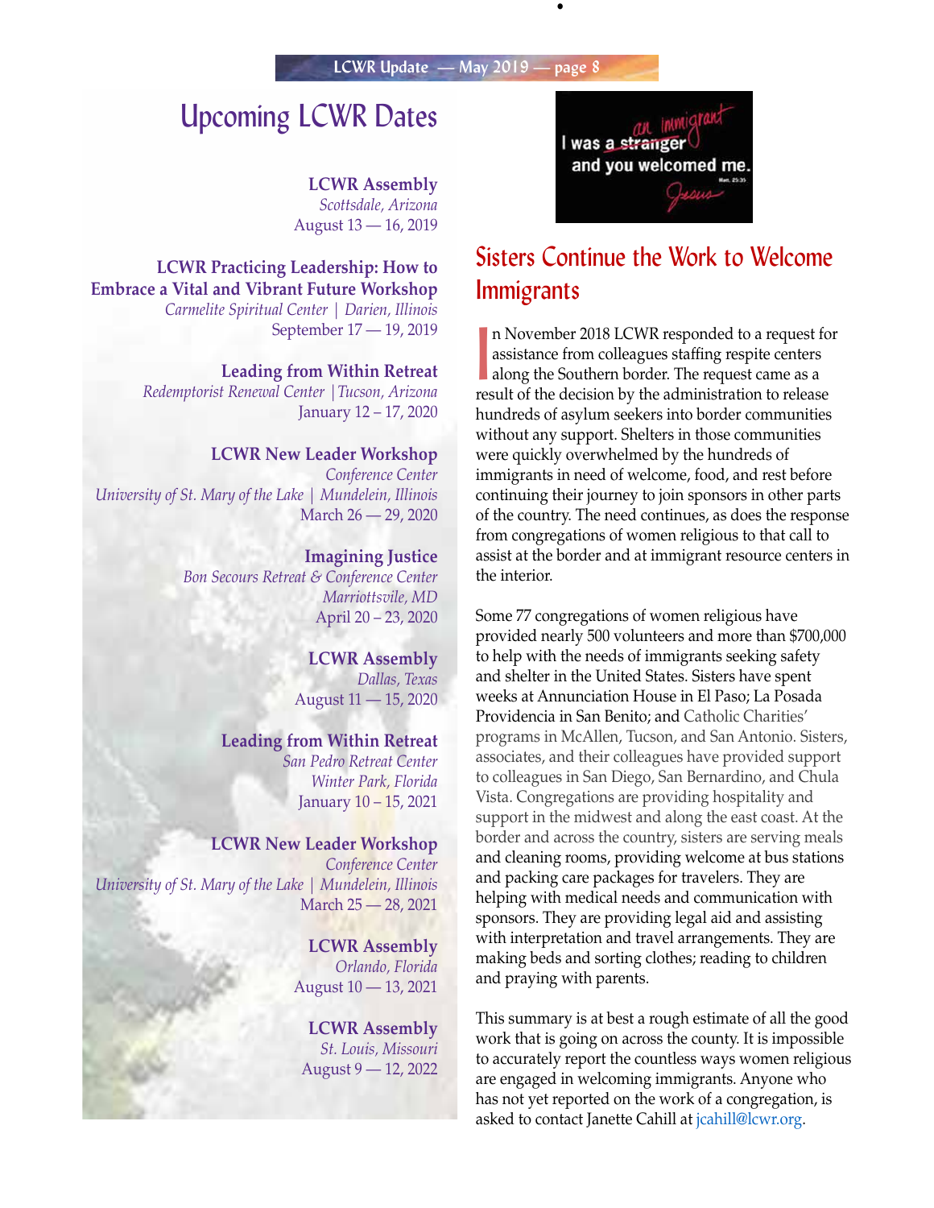# Upcoming LCWR Dates

**LCWR Assembly**
*Scottsdale, Arizona*
August 13 — 16, 2019

**LCWR Practicing Leadership: How to Embrace a Vital and Vibrant Future Workshop**
*Carmelite Spiritual Center | Darien, Illinois*
September 17 — 19, 2019

**Leading from Within Retreat**
*Redemptorist Renewal Center | Tucson, Arizona*
January 12 – 17, 2020

**LCWR New Leader Workshop**
*Conference Center*
*University of St. Mary of the Lake | Mundelein, Illinois*
March 26 — 29, 2020

**Imagining Justice**
*Bon Secours Retreat & Conference Center*
*Marriottsvile, MD*
April 20 – 23, 2020

**LCWR Assembly**
*Dallas, Texas*
August 11 — 15, 2020

**Leading from Within Retreat**
*San Pedro Retreat Center*
*Winter Park, Florida*
January 10 – 15, 2021

**LCWR New Leader Workshop**
*Conference Center*
*University of St. Mary of the Lake | Mundelein, Illinois*
March 25 — 28, 2021

**LCWR Assembly**
*Orlando, Florida*
August 10 — 13, 2021

**LCWR Assembly**
*St. Louis, Missouri*
August 9 — 12, 2022

I was a ~~stranger~~ an immigrant and you welcomed me.
Matt. 25:35
Jesus

## Sisters Continue the Work to Welcome Immigrants

In November 2018 LCWR responded to a request for assistance from colleagues staffing respite centers along the Southern border. The request came as a result of the decision by the administration to release hundreds of asylum seekers into border communities without any support. Shelters in those communities were quickly overwhelmed by the hundreds of immigrants in need of welcome, food, and rest before continuing their journey to join sponsors in other parts of the country. The need continues, as does the response from congregations of women religious to that call to assist at the border and at immigrant resource centers in the interior.

Some 77 congregations of women religious have provided nearly 500 volunteers and more than $700,000 to help with the needs of immigrants seeking safety and shelter in the United States. Sisters have spent weeks at Annunciation House in El Paso; La Posada Providencia in San Benito; and Catholic Charities' programs in McAllen, Tucson, and San Antonio. Sisters, associates, and their colleagues have provided support to colleagues in San Diego, San Bernardino, and Chula Vista. Congregations are providing hospitality and support in the midwest and along the east coast. At the border and across the country, sisters are serving meals and cleaning rooms, providing welcome at bus stations and packing care packages for travelers. They are helping with medical needs and communication with sponsors. They are providing legal aid and assisting with interpretation and travel arrangements. They are making beds and sorting clothes; reading to children and praying with parents.

This summary is at best a rough estimate of all the good work that is going on across the county. It is impossible to accurately report the countless ways women religious are engaged in welcoming immigrants. Anyone who has not yet reported on the work of a congregation, is asked to contact Janette Cahill at jcahill@lcwr.org.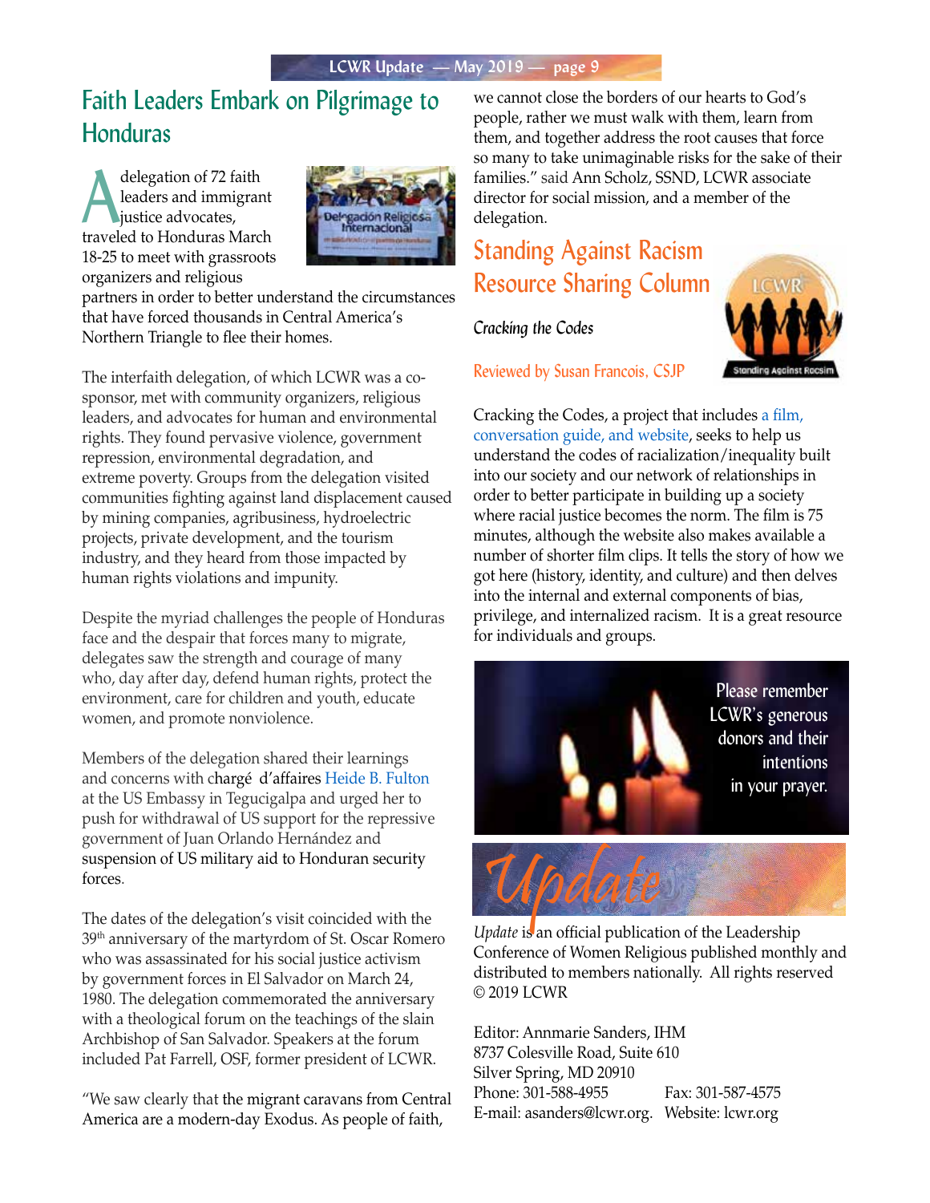## Faith Leaders Embark on Pilgrimage to Honduras

A delegation of 72 faith leaders and immigrant justice advocates, traveled to Honduras March 18-25 to meet with grassroots organizers and religious partners in order to better understand the circumstances that have forced thousands in Central America's Northern Triangle to flee their homes.

The interfaith delegation, of which LCWR was a co-sponsor, met with community organizers, religious leaders, and advocates for human and environmental rights. They found pervasive violence, government repression, environmental degradation, and extreme poverty. Groups from the delegation visited communities fighting against land displacement caused by mining companies, agribusiness, hydroelectric projects, private development, and the tourism industry, and they heard from those impacted by human rights violations and impunity.

Despite the myriad challenges the people of Honduras face and the despair that forces many to migrate, delegates saw the strength and courage of many who, day after day, defend human rights, protect the environment, care for children and youth, educate women, and promote nonviolence.

Members of the delegation shared their learnings and concerns with chargé d'affaires Heide B. Fulton at the US Embassy in Tegucigalpa and urged her to push for withdrawal of US support for the repressive government of Juan Orlando Hernández and suspension of US military aid to Honduran security forces.

The dates of the delegation's visit coincided with the 39th anniversary of the martyrdom of St. Oscar Romero who was assassinated for his social justice activism by government forces in El Salvador on March 24, 1980. The delegation commemorated the anniversary with a theological forum on the teachings of the slain Archbishop of San Salvador. Speakers at the forum included Pat Farrell, OSF, former president of LCWR.

"We saw clearly that the migrant caravans from Central America are a modern-day Exodus. As people of faith, we cannot close the borders of our hearts to God's people, rather we must walk with them, learn from them, and together address the root causes that force so many to take unimaginable risks for the sake of their families." said Ann Scholz, SSND, LCWR associate director for social mission, and a member of the delegation.

## Standing Against Racism Resource Sharing Column

*Cracking the Codes*

Reviewed by Susan Francois, CSJP

Cracking the Codes, a project that includes a film, conversation guide, and website, seeks to help us understand the codes of racialization/inequality built into our society and our network of relationships in order to better participate in building up a society where racial justice becomes the norm. The film is 75 minutes, although the website also makes available a number of shorter film clips. It tells the story of how we got here (history, identity, and culture) and then delves into the internal and external components of bias, privilege, and internalized racism. It is a great resource for individuals and groups.

Please remember LCWR's generous donors and their intentions in your prayer.

*Update* is an official publication of the Leadership Conference of Women Religious published monthly and distributed to members nationally. All rights reserved © 2019 LCWR

Editor: Annmarie Sanders, IHM
8737 Colesville Road, Suite 610
Silver Spring, MD 20910
Phone: 301-588-4955 Fax: 301-587-4575
E-mail: asanders@lcwr.org. Website: lcwr.org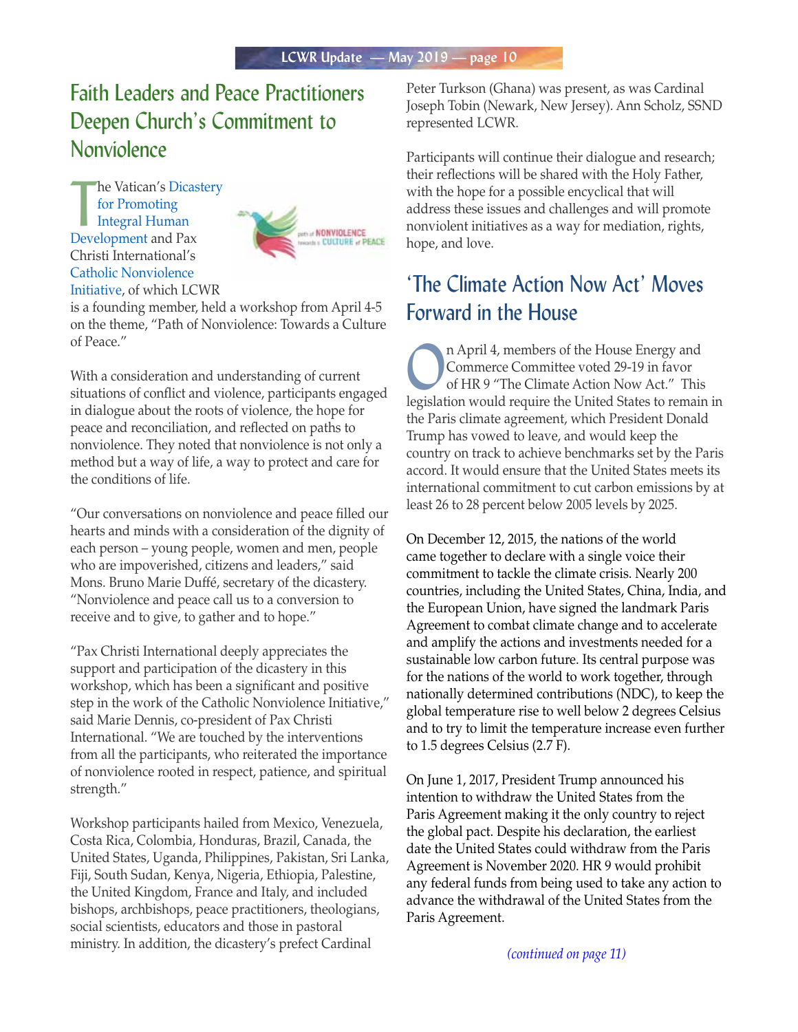## Faith Leaders and Peace Practitioners Deepen Church's Commitment to Nonviolence

The Vatican's Dicastery for Promoting Integral Human Development and Pax Christi International's Catholic Nonviolence Initiative, of which LCWR is a founding member, held a workshop from April 4-5 on the theme, "Path of Nonviolence: Towards a Culture of Peace."

With a consideration and understanding of current situations of conflict and violence, participants engaged in dialogue about the roots of violence, the hope for peace and reconciliation, and reflected on paths to nonviolence. They noted that nonviolence is not only a method but a way of life, a way to protect and care for the conditions of life.

"Our conversations on nonviolence and peace filled our hearts and minds with a consideration of the dignity of each person – young people, women and men, people who are impoverished, citizens and leaders," said Mons. Bruno Marie Duffé, secretary of the dicastery. "Nonviolence and peace call us to a conversion to receive and to give, to gather and to hope."

"Pax Christi International deeply appreciates the support and participation of the dicastery in this workshop, which has been a significant and positive step in the work of the Catholic Nonviolence Initiative," said Marie Dennis, co-president of Pax Christi International. "We are touched by the interventions from all the participants, who reiterated the importance of nonviolence rooted in respect, patience, and spiritual strength."

Workshop participants hailed from Mexico, Venezuela, Costa Rica, Colombia, Honduras, Brazil, Canada, the United States, Uganda, Philippines, Pakistan, Sri Lanka, Fiji, South Sudan, Kenya, Nigeria, Ethiopia, Palestine, the United Kingdom, France and Italy, and included bishops, archbishops, peace practitioners, theologians, social scientists, educators and those in pastoral ministry. In addition, the dicastery's prefect Cardinal Peter Turkson (Ghana) was present, as was Cardinal Joseph Tobin (Newark, New Jersey). Ann Scholz, SSND represented LCWR.

Participants will continue their dialogue and research; their reflections will be shared with the Holy Father, with the hope for a possible encyclical that will address these issues and challenges and will promote nonviolent initiatives as a way for mediation, rights, hope, and love.

## 'The Climate Action Now Act' Moves Forward in the House

On April 4, members of the House Energy and Commerce Committee voted 29-19 in favor of HR 9 "The Climate Action Now Act." This legislation would require the United States to remain in the Paris climate agreement, which President Donald Trump has vowed to leave, and would keep the country on track to achieve benchmarks set by the Paris accord. It would ensure that the United States meets its international commitment to cut carbon emissions by at least 26 to 28 percent below 2005 levels by 2025.

On December 12, 2015, the nations of the world came together to declare with a single voice their commitment to tackle the climate crisis. Nearly 200 countries, including the United States, China, India, and the European Union, have signed the landmark Paris Agreement to combat climate change and to accelerate and amplify the actions and investments needed for a sustainable low carbon future. Its central purpose was for the nations of the world to work together, through nationally determined contributions (NDC), to keep the global temperature rise to well below 2 degrees Celsius and to try to limit the temperature increase even further to 1.5 degrees Celsius (2.7 F).

On June 1, 2017, President Trump announced his intention to withdraw the United States from the Paris Agreement making it the only country to reject the global pact. Despite his declaration, the earliest date the United States could withdraw from the Paris Agreement is November 2020. HR 9 would prohibit any federal funds from being used to take any action to advance the withdrawal of the United States from the Paris Agreement.

*(continued on page 11)*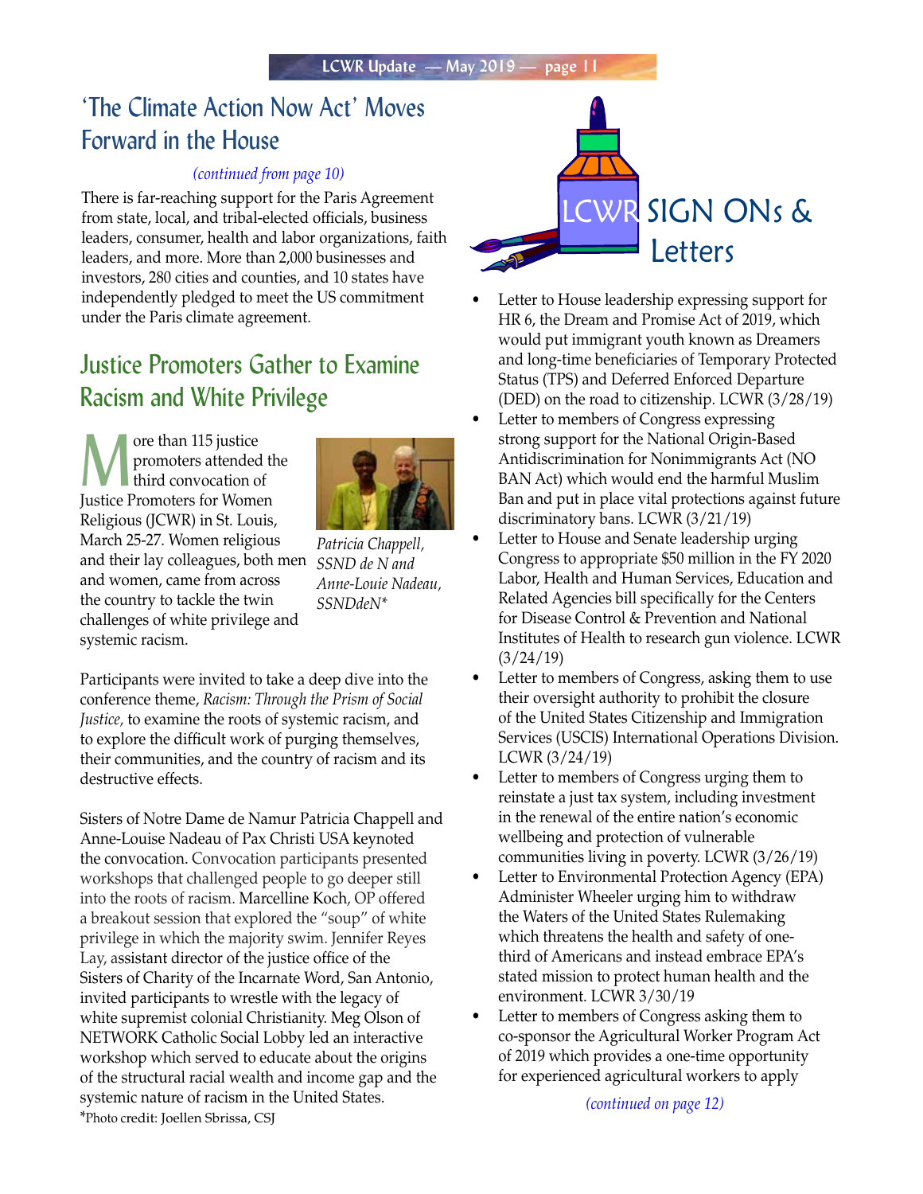## 'The Climate Action Now Act' Moves Forward in the House

*(continued from page 10)*

There is far-reaching support for the Paris Agreement from state, local, and tribal-elected officials, business leaders, consumer, health and labor organizations, faith leaders, and more. More than 2,000 businesses and investors, 280 cities and counties, and 10 states have independently pledged to meet the US commitment under the Paris climate agreement.

## Justice Promoters Gather to Examine Racism and White Privilege

More than 115 justice promoters attended the third convocation of Justice Promoters for Women Religious (JCWR) in St. Louis, March 25-27. Women religious and their lay colleagues, both men and women, came from across the country to tackle the twin challenges of white privilege and systemic racism.

*Patricia Chappell, SSND de N and Anne-Louie Nadeau, SSNDdeN**

Participants were invited to take a deep dive into the conference theme, *Racism: Through the Prism of Social Justice,* to examine the roots of systemic racism, and to explore the difficult work of purging themselves, their communities, and the country of racism and its destructive effects.

Sisters of Notre Dame de Namur Patricia Chappell and Anne-Louise Nadeau of Pax Christi USA keynoted the convocation. Convocation participants presented workshops that challenged people to go deeper still into the roots of racism. Marcelline Koch, OP offered a breakout session that explored the "soup" of white privilege in which the majority swim. Jennifer Reyes Lay, assistant director of the justice office of the Sisters of Charity of the Incarnate Word, San Antonio, invited participants to wrestle with the legacy of white supremist colonial Christianity. Meg Olson of NETWORK Catholic Social Lobby led an interactive workshop which served to educate about the origins of the structural racial wealth and income gap and the systemic nature of racism in the United States.

*Photo credit: Joellen Sbrissa, CSJ

## LCWR SIGN ONs & Letters

- Letter to House leadership expressing support for HR 6, the Dream and Promise Act of 2019, which would put immigrant youth known as Dreamers and long-time beneficiaries of Temporary Protected Status (TPS) and Deferred Enforced Departure (DED) on the road to citizenship. LCWR (3/28/19)
- Letter to members of Congress expressing strong support for the National Origin-Based Antidiscrimination for Nonimmigrants Act (NO BAN Act) which would end the harmful Muslim Ban and put in place vital protections against future discriminatory bans. LCWR (3/21/19)
- Letter to House and Senate leadership urging Congress to appropriate $50 million in the FY 2020 Labor, Health and Human Services, Education and Related Agencies bill specifically for the Centers for Disease Control & Prevention and National Institutes of Health to research gun violence. LCWR (3/24/19)
- Letter to members of Congress, asking them to use their oversight authority to prohibit the closure of the United States Citizenship and Immigration Services (USCIS) International Operations Division. LCWR (3/24/19)
- Letter to members of Congress urging them to reinstate a just tax system, including investment in the renewal of the entire nation's economic wellbeing and protection of vulnerable communities living in poverty. LCWR (3/26/19)
- Letter to Environmental Protection Agency (EPA) Administer Wheeler urging him to withdraw the Waters of the United States Rulemaking which threatens the health and safety of one-third of Americans and instead embrace EPA's stated mission to protect human health and the environment. LCWR 3/30/19
- Letter to members of Congress asking them to co-sponsor the Agricultural Worker Program Act of 2019 which provides a one-time opportunity for experienced agricultural workers to apply

*(continued on page 12)*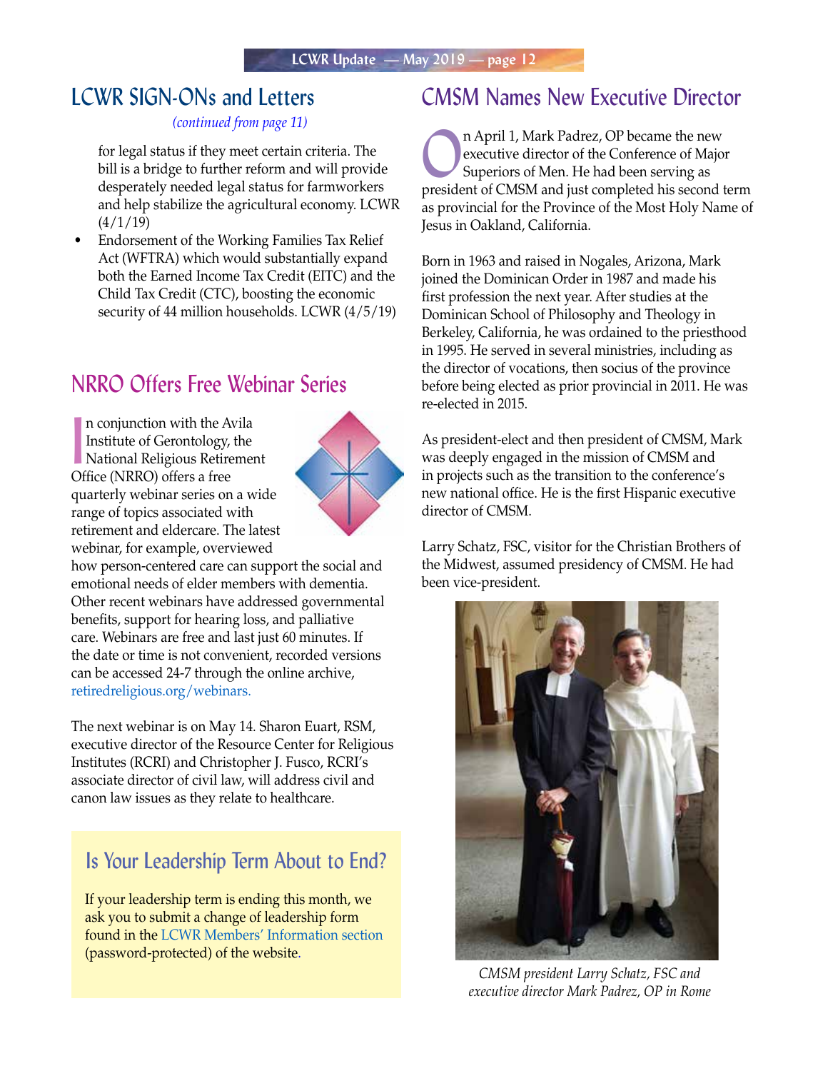## LCWR SIGN-ONs and Letters

*(continued from page 11)*

for legal status if they meet certain criteria. The bill is a bridge to further reform and will provide desperately needed legal status for farmworkers and help stabilize the agricultural economy. LCWR (4/1/19)

- Endorsement of the Working Families Tax Relief Act (WFTRA) which would substantially expand both the Earned Income Tax Credit (EITC) and the Child Tax Credit (CTC), boosting the economic security of 44 million households. LCWR (4/5/19)

## NRRO Offers Free Webinar Series

In conjunction with the Avila Institute of Gerontology, the National Religious Retirement Office (NRRO) offers a free quarterly webinar series on a wide range of topics associated with retirement and eldercare. The latest webinar, for example, overviewed how person-centered care can support the social and emotional needs of elder members with dementia. Other recent webinars have addressed governmental benefits, support for hearing loss, and palliative care. Webinars are free and last just 60 minutes. If the date or time is not convenient, recorded versions can be accessed 24-7 through the online archive, retiredreligious.org/webinars.

The next webinar is on May 14. Sharon Euart, RSM, executive director of the Resource Center for Religious Institutes (RCRI) and Christopher J. Fusco, RCRI's associate director of civil law, will address civil and canon law issues as they relate to healthcare.

### Is Your Leadership Term About to End?

If your leadership term is ending this month, we ask you to submit a change of leadership form found in the LCWR Members' Information section (password-protected) of the website.

## CMSM Names New Executive Director

On April 1, Mark Padrez, OP became the new executive director of the Conference of Major Superiors of Men. He had been serving as president of CMSM and just completed his second term as provincial for the Province of the Most Holy Name of Jesus in Oakland, California.

Born in 1963 and raised in Nogales, Arizona, Mark joined the Dominican Order in 1987 and made his first profession the next year. After studies at the Dominican School of Philosophy and Theology in Berkeley, California, he was ordained to the priesthood in 1995. He served in several ministries, including as the director of vocations, then socius of the province before being elected as prior provincial in 2011. He was re-elected in 2015.

As president-elect and then president of CMSM, Mark was deeply engaged in the mission of CMSM and in projects such as the transition to the conference's new national office. He is the first Hispanic executive director of CMSM.

Larry Schatz, FSC, visitor for the Christian Brothers of the Midwest, assumed presidency of CMSM. He had been vice-president.

*CMSM president Larry Schatz, FSC and executive director Mark Padrez, OP in Rome*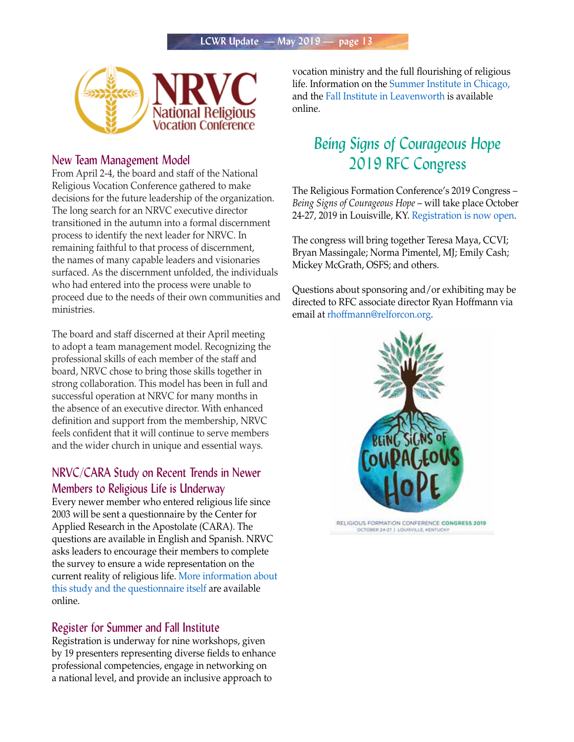## New Team Management Model

From April 2-4, the board and staff of the National Religious Vocation Conference gathered to make decisions for the future leadership of the organization. The long search for an NRVC executive director transitioned in the autumn into a formal discernment process to identify the next leader for NRVC. In remaining faithful to that process of discernment, the names of many capable leaders and visionaries surfaced. As the discernment unfolded, the individuals who had entered into the process were unable to proceed due to the needs of their own communities and ministries.

The board and staff discerned at their April meeting to adopt a team management model. Recognizing the professional skills of each member of the staff and board, NRVC chose to bring those skills together in strong collaboration. This model has been in full and successful operation at NRVC for many months in the absence of an executive director. With enhanced definition and support from the membership, NRVC feels confident that it will continue to serve members and the wider church in unique and essential ways.

## NRVC/CARA Study on Recent Trends in Newer Members to Religious Life is Underway

Every newer member who entered religious life since 2003 will be sent a questionnaire by the Center for Applied Research in the Apostolate (CARA). The questions are available in English and Spanish. NRVC asks leaders to encourage their members to complete the survey to ensure a wide representation on the current reality of religious life. More information about this study and the questionnaire itself are available online.

## Register for Summer and Fall Institute

Registration is underway for nine workshops, given by 19 presenters representing diverse fields to enhance professional competencies, engage in networking on a national level, and provide an inclusive approach to vocation ministry and the full flourishing of religious life. Information on the Summer Institute in Chicago, and the Fall Institute in Leavenworth is available online.

## *Being Signs of Courageous Hope* 2019 RFC Congress

The Religious Formation Conference's 2019 Congress – *Being Signs of Courageous Hope* – will take place October 24-27, 2019 in Louisville, KY. Registration is now open.

The congress will bring together Teresa Maya, CCVI; Bryan Massingale; Norma Pimentel, MJ; Emily Cash; Mickey McGrath, OSFS; and others.

Questions about sponsoring and/or exhibiting may be directed to RFC associate director Ryan Hoffmann via email at rhoffmann@relforcon.org.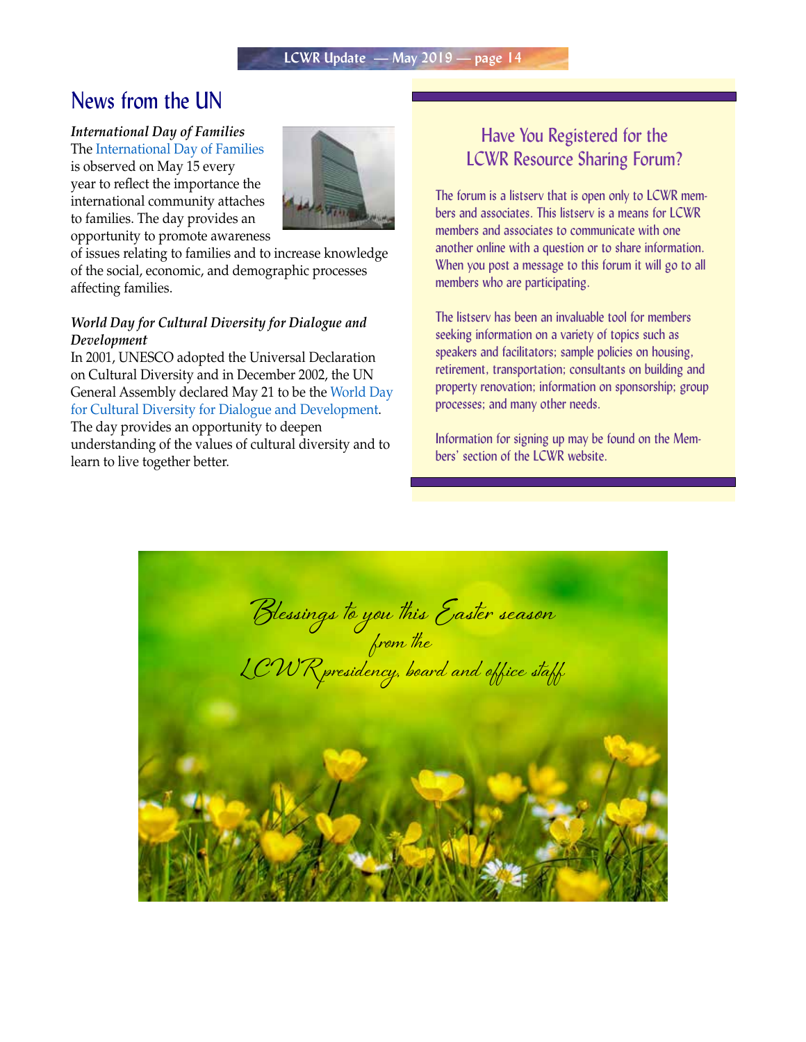## News from the UN

***International Day of Families***

The International Day of Families is observed on May 15 every year to reflect the importance the international community attaches to families. The day provides an opportunity to promote awareness of issues relating to families and to increase knowledge of the social, economic, and demographic processes affecting families.

***World Day for Cultural Diversity for Dialogue and Development***

In 2001, UNESCO adopted the Universal Declaration on Cultural Diversity and in December 2002, the UN General Assembly declared May 21 to be the World Day for Cultural Diversity for Dialogue and Development. The day provides an opportunity to deepen understanding of the values of cultural diversity and to learn to live together better.

## Have You Registered for the LCWR Resource Sharing Forum?

The forum is a listserv that is open only to LCWR members and associates. This listserv is a means for LCWR members and associates to communicate with one another online with a question or to share information. When you post a message to this forum it will go to all members who are participating.

The listserv has been an invaluable tool for members seeking information on a variety of topics such as speakers and facilitators; sample policies on housing, retirement, transportation; consultants on building and property renovation; information on sponsorship; group processes; and many other needs.

Information for signing up may be found on the Members' section of the LCWR website.

*Blessings to you this Easter season from the LCWR presidency, board and office staff*